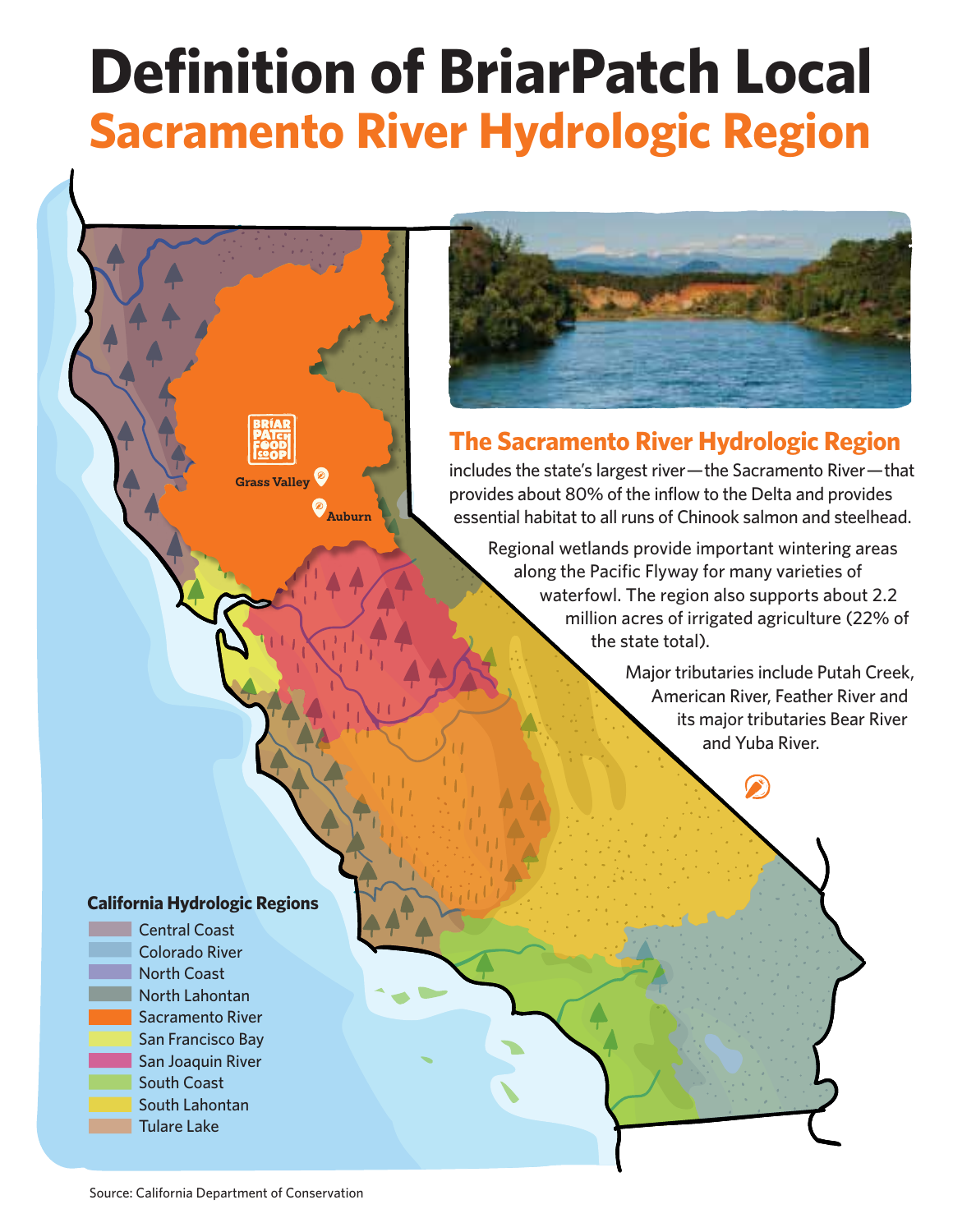# Definition of BriarPatch Local

## Sacramento River Hydrologic Region

Grass Valley

Auburn

### The Sacramento River Hydrologic Region

includes the state's largest river—the Sacramento River—that provides about 80% of the inflow to the Delta and provides essential habitat to all runs of Chinook salmon and steelhead.

Regional wetlands provide important wintering areas along the Pacific Flyway for many varieties of waterfowl. The region also supports about 2.2 million acres of irrigated agriculture (22% of the state total).

Major tributaries include Putah Creek, American River, Feather River and its major tributaries Bear River and Yuba River.

**California Hydrologic Regions**

- Central Coast
- Colorado River
- North Coast
- North Lahontan
- Sacramento River
- San Francisco Bay
- San Joaquin River
- South Coast
- South Lahontan
- Tulare Lake

Source: California Department of Conservation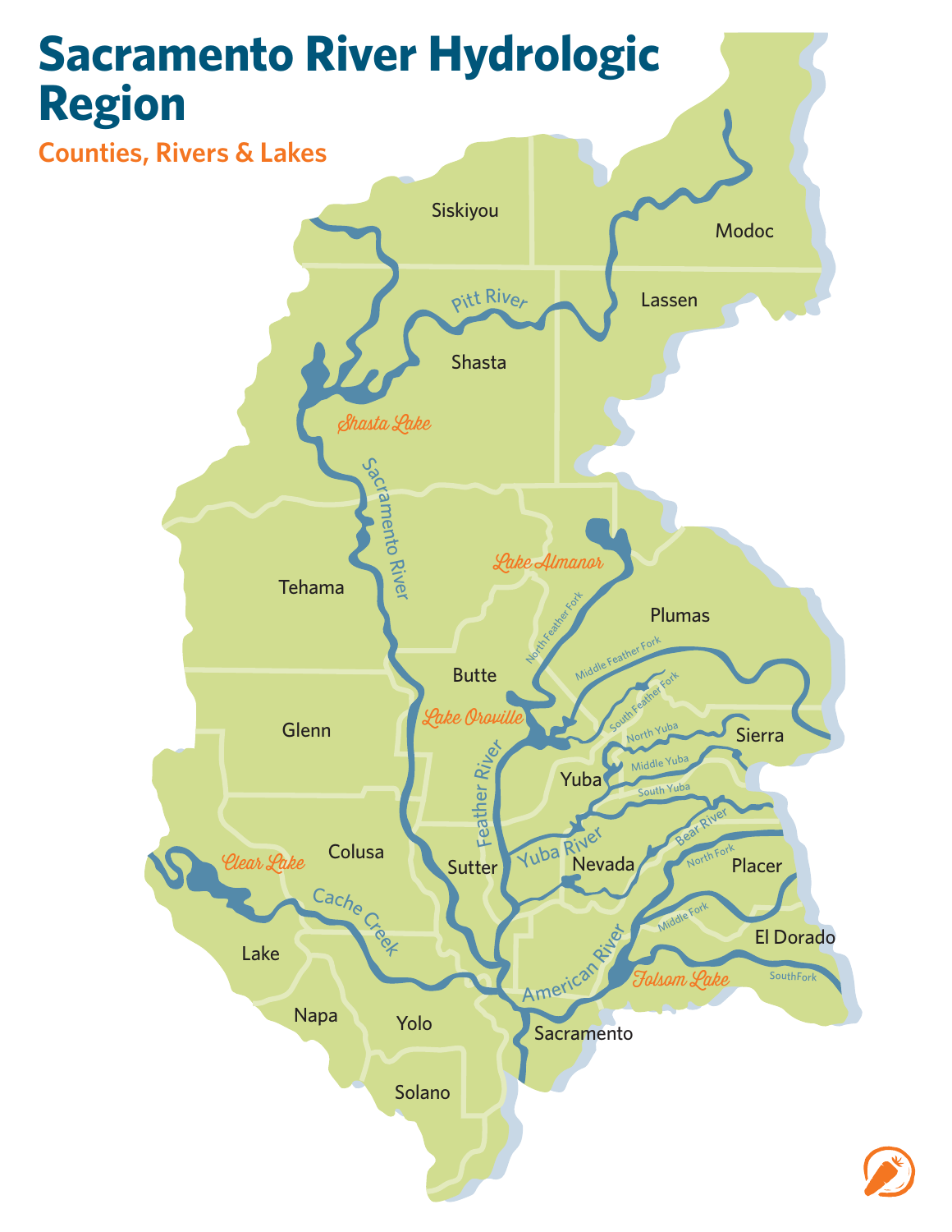# Sacramento River Hydrologic Region

## Counties, Rivers & Lakes

Siskiyou
Modoc
Pitt River
Lassen
Shasta
Shasta Lake
Sacramento River
Lake Almanor
Tehama
Plumas
North Feather Fork
Middle Feather Fork
Butte
South Feather Fork
Lake Oroville
Glenn
Sierra
North Yuba
Feather River
Middle Yuba
Yuba
South Yuba
Colusa
Bear River
Clear Lake
Yuba River
Sutter
Nevada
North Fork
Placer
Cache Creek
Middle Fork
Lake
American River
El Dorado
Folsom Lake
SouthFork
Napa
Yolo
Sacramento
Solano